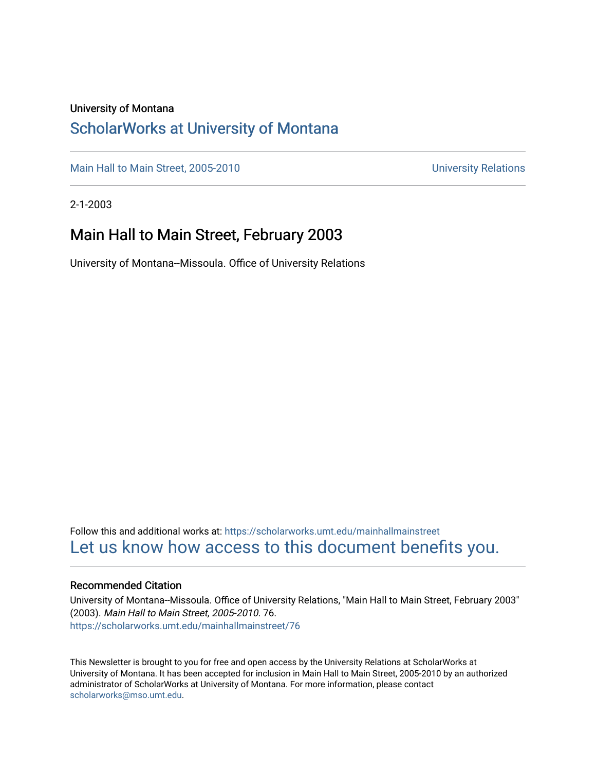University of Montana

# ScholarWorks at University of Montana

Main Hall to Main Street, 2005-2010

University Relations

2-1-2003

## Main Hall to Main Street, February 2003

University of Montana--Missoula. Office of University Relations

Follow this and additional works at: https://scholarworks.umt.edu/mainhallmainstreet

Let us know how access to this document benefits you.

### Recommended Citation

University of Montana--Missoula. Office of University Relations, "Main Hall to Main Street, February 2003" (2003). *Main Hall to Main Street, 2005-2010*. 76.
https://scholarworks.umt.edu/mainhallmainstreet/76

This Newsletter is brought to you for free and open access by the University Relations at ScholarWorks at University of Montana. It has been accepted for inclusion in Main Hall to Main Street, 2005-2010 by an authorized administrator of ScholarWorks at University of Montana. For more information, please contact scholarworks@mso.umt.edu.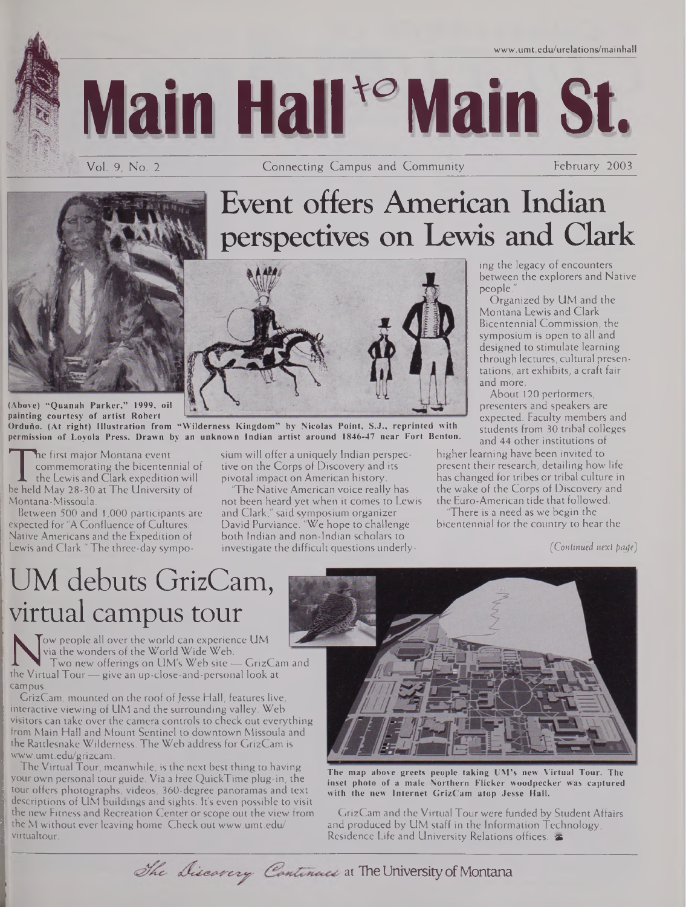www.umt.edu/urelations/mainhall

# Main Hall to Main St.

Vol. 9, No. 2 — Connecting Campus and Community — February 2003

## Event offers American Indian perspectives on Lewis and Clark

(Above) "Quanah Parker," 1999, oil painting courtesy of artist Robert Orduño. (At right) Illustration from "Wilderness Kingdom" by Nicolas Point, S.J., reprinted with permission of Loyola Press. Drawn by an unknown Indian artist around 1846-47 near Fort Benton.

The first major Montana event commemorating the bicentennial of the Lewis and Clark expedition will be held May 28-30 at The University of Montana-Missoula.

Between 500 and 1,000 participants are expected for "A Confluence of Cultures: Native Americans and the Expedition of Lewis and Clark." The three-day symposium will offer a uniquely Indian perspective on the Corps of Discovery and its pivotal impact on American history.

"The Native American voice really has not been heard yet when it comes to Lewis and Clark," said symposium organizer David Purviance. "We hope to challenge both Indian and non-Indian scholars to investigate the difficult questions underlying the legacy of encounters between the explorers and Native people."

Organized by UM and the Montana Lewis and Clark Bicentennial Commission, the symposium is open to all and designed to stimulate learning through lectures, cultural presentations, art exhibits, a craft fair and more.

About 120 performers, presenters and speakers are expected. Faculty members and students from 30 tribal colleges and 44 other institutions of higher learning have been invited to present their research, detailing how life has changed for tribes or tribal culture in the wake of the Corps of Discovery and the Euro-American tide that followed.

"There is a need as we begin the bicentennial for the country to hear the

*(Continued next page)*

## UM debuts GrizCam, virtual campus tour

Now people all over the world can experience UM via the wonders of the World Wide Web.

Two new offerings on UM's Web site — GrizCam and the Virtual Tour — give an up-close-and-personal look at campus.

GrizCam, mounted on the roof of Jesse Hall, features live, interactive viewing of UM and the surrounding valley. Web visitors can take over the camera controls to check out everything from Main Hall and Mount Sentinel to downtown Missoula and the Rattlesnake Wilderness. The Web address for GrizCam is www.umt.edu/grizcam.

The Virtual Tour, meanwhile, is the next best thing to having your own personal tour guide. Via a free QuickTime plug-in, the tour offers photographs, videos, 360-degree panoramas and text descriptions of UM buildings and sights. It's even possible to visit the new Fitness and Recreation Center or scope out the view from the M without ever leaving home. Check out www.umt.edu/virtualtour.

The map above greets people taking UM's new Virtual Tour. The inset photo of a male Northern Flicker woodpecker was captured with the new Internet GrizCam atop Jesse Hall.

GrizCam and the Virtual Tour were funded by Student Affairs and produced by UM staff in the Information Technology, Residence Life and University Relations offices.

*The Discovery Continues* at The University of Montana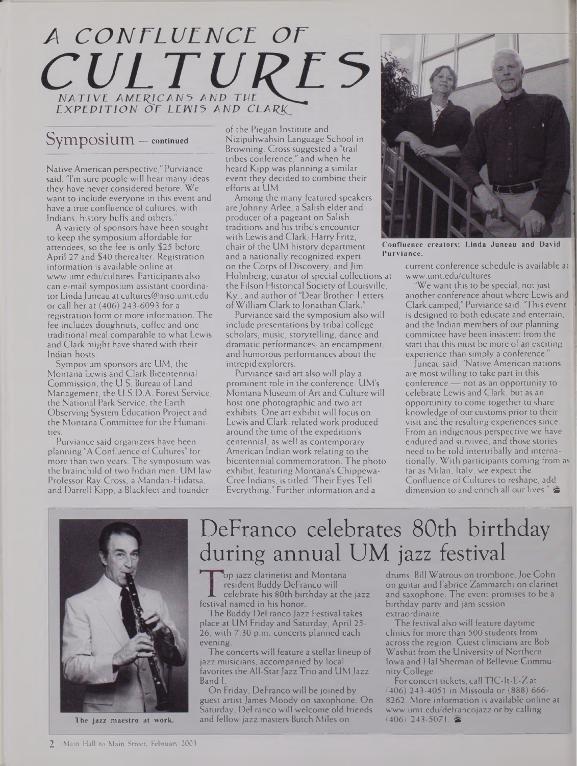# A CONFLUENCE OF CULTURES

## NATIVE AMERICANS AND THE EXPEDITION OF LEWIS AND CLARK

### Symposium — continued

Native American perspective," Purviance said. "I'm sure people will hear many ideas they have never considered before. We want to include everyone in this event and have a true confluence of cultures, with Indians, history buffs and others."

A variety of sponsors have been sought to keep the symposium affordable for attendees, so the fee is only $25 before April 27 and $40 thereafter. Registration information is available online at www.umt.edu/cultures. Participants also can e-mail symposium assistant coordinator Linda Juneau at cultures@mso.umt.edu or call her at (406) 243-6093 for a registration form or more information. The fee includes doughnuts, coffee and one traditional meal comparable to what Lewis and Clark might have shared with their Indian hosts.

Symposium sponsors are UM, the Montana Lewis and Clark Bicentennial Commission, the U.S. Bureau of Land Management, the U.S.D.A. Forest Service, the National Park Service, the Earth Observing System Education Project and the Montana Committee for the Humanities.

Purviance said organizers have been planning "A Confluence of Cultures" for more than two years. The symposium was the brainchild of two Indian men: UM law Professor Ray Cross, a Mandan-Hidatsa, and Darrell Kipp, a Blackfeet and founder of the Piegan Institute and Nizipuhwahsin Language School in Browning. Cross suggested a "trail tribes conference," and when he heard Kipp was planning a similar event they decided to combine their efforts at UM.

Among the many featured speakers are Johnny Arlee, a Salish elder and producer of a pageant on Salish traditions and his tribe's encounter with Lewis and Clark; Harry Fritz, chair of the UM history department and a nationally recognized expert on the Corps of Discovery; and Jim Holmberg, curator of special collections at the Filson Historical Society of Louisville, Ky., and author of "Dear Brother: Letters of William Clark to Jonathan Clark."

Purviance said the symposium also will include presentations by tribal college scholars; music, storytelling, dance and dramatic performances; an encampment; and humorous performances about the intrepid explorers.

Purviance said art also will play a prominent role in the conference. UM's Montana Museum of Art and Culture will host one photographic and two art exhibits. One art exhibit will focus on Lewis and Clark-related work produced around the time of the expedition's centennial, as well as contemporary American Indian work relating to the bicentennial commemoration. The photo exhibit, featuring Montana's Chippewa-Cree Indians, is titled "Their Eyes Tell Everything." Further information and a current conference schedule is available at www.umt.edu/cultures.

"We want this to be special, not just another conference about where Lewis and Clark camped," Purviance said. "This event is designed to both educate and entertain, and the Indian members of our planning committee have been insistent from the start that this must be more of an exciting experience than simply a conference."

Juneau said, "Native American nations are most willing to take part in this conference — not as an opportunity to celebrate Lewis and Clark, but as an opportunity to come together to share knowledge of our customs prior to their visit and the resulting experiences since. From an indigenous perspective we have endured and survived, and those stories need to be told intertribally and internationally. With participants coming from as far as Milan, Italy, we expect the Confluence of Cultures to reshape, add dimension to and enrich all our lives."

**Confluence creators: Linda Juneau and David Purviance.**

# DeFranco celebrates 80th birthday during annual UM jazz festival

Top jazz clarinetist and Montana resident Buddy DeFranco will celebrate his 80th birthday at the jazz festival named in his honor.

The Buddy DeFranco Jazz Festival takes place at UM Friday and Saturday, April 25-26, with 7:30 p.m. concerts planned each evening.

The concerts will feature a stellar lineup of jazz musicians, accompanied by local favorites the All-Star Jazz Trio and UM Jazz Band I.

On Friday, DeFranco will be joined by guest artist James Moody on saxophone. On Saturday, DeFranco will welcome old friends and fellow jazz masters Butch Miles on drums, Bill Watrous on trombone, Joe Cohn on guitar and Fabrice Zammarchi on clarinet and saxophone. The event promises to be a birthday party and jam session extraordinaire.

The festival also will feature daytime clinics for more than 500 students from across the region. Guest clinicians are Bob Washut from the University of Northern Iowa and Hal Sherman of Bellevue Community College.

For concert tickets, call TIC-It-E-Z at (406) 243-4051 in Missoula or (888) 666-8262. More information is available online at www.umt.edu/defrancojazz or by calling (406) 243-5071.

**The jazz maestro at work.**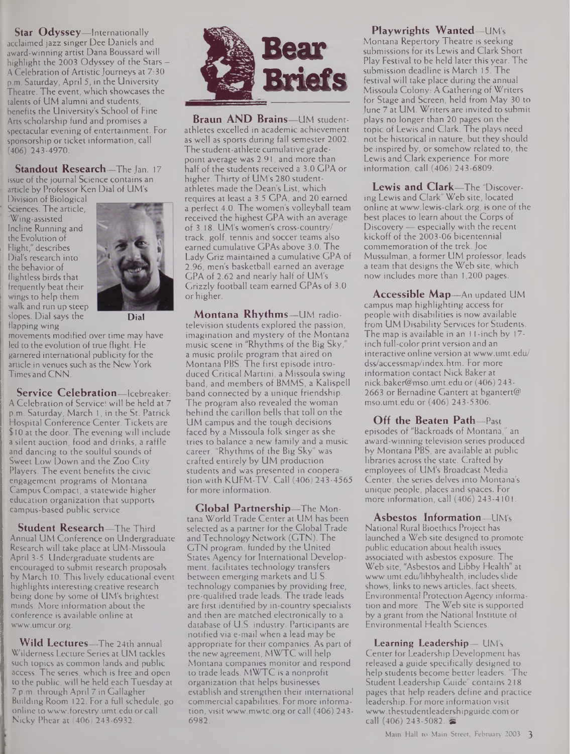**Star Odyssey**—Internationally acclaimed jazz singer Dee Daniels and award-winning artist Dana Boussard will highlight the 2003 Odyssey of the Stars – A Celebration of Artistic Journeys at 7:30 p.m. Saturday, April 5, in the University Theatre. The event, which showcases the talents of UM alumni and students, benefits the University's School of Fine Arts scholarship fund and promises a spectacular evening of entertainment. For sponsorship or ticket information, call (406) 243-4970.

**Standout Research**—The Jan. 17 issue of the journal Science contains an article by Professor Ken Dial of UM's Division of Biological Sciences. The article, "Wing-assisted Incline Running and the Evolution of Flight," describes Dial's research into the behavior of flightless birds that frequently beat their wings to help them walk and run up steep slopes. Dial says the flapping wing movements modified over time may have led to the evolution of true flight. He garnered international publicity for the article in venues such as the New York Times and CNN.

Dial

**Service Celebration**—Icebreaker: A Celebration of Service! will be held at 7 p.m. Saturday, March 1, in the St. Patrick Hospital Conference Center. Tickets are $10 at the door. The evening will include a silent auction, food and drinks, a raffle and dancing to the soulful sounds of Sweet Low Down and the Zoo City Players. The event benefits the civic engagement programs of Montana Campus Compact, a statewide higher education organization that supports campus-based public service.

**Student Research**—The Third Annual UM Conference on Undergraduate Research will take place at UM-Missoula April 3-5. Undergraduate students are encouraged to submit research proposals by March 10. This lively educational event highlights interesting creative research being done by some of UM's brightest minds. More information about the conference is available online at www.umcur.org.

**Wild Lectures**—The 24th annual Wilderness Lecture Series at UM tackles such topics as common lands and public access. The series, which is free and open to the public, will be held each Tuesday at 7 p.m. through April 7 in Gallagher Building Room 122. For a full schedule, go online to www.forestry.umt.edu or call Nicky Phear at (406) 243-6932.

# Bear Briefs

**Braun AND Brains**—UM student-athletes excelled in academic achievement as well as sports during fall semester 2002. The student-athlete cumulative grade-point average was 2.91, and more than half of the students received a 3.0 GPA or higher. Thirty of UM's 280 student-athletes made the Dean's List, which requires at least a 3.5 GPA, and 20 earned a perfect 4.0. The women's volleyball team received the highest GPA with an average of 3.18. UM's women's cross-country/track, golf, tennis and soccer teams also earned cumulative GPAs above 3.0. The Lady Griz maintained a cumulative GPA of 2.96, men's basketball earned an average GPA of 2.62 and nearly half of UM's Grizzly football team earned GPAs of 3.0 or higher.

**Montana Rhythms**—UM radio-television students explored the passion, imagination and mystery of the Montana music scene in "Rhythms of the Big Sky," a music profile program that aired on Montana PBS. The first episode introduced Critical Martini, a Missoula swing band, and members of BMMS, a Kalispell band connected by a unique friendship. The program also revealed the woman behind the carillon bells that toll on the UM campus and the tough decisions faced by a Missoula folk singer as she tries to balance a new family and a music career. "Rhythms of the Big Sky" was crafted entirely by UM production students and was presented in cooperation with KUFM-TV. Call (406) 243-4565 for more information.

**Global Partnership**—The Montana World Trade Center at UM has been selected as a partner for the Global Trade and Technology Network (GTN). The GTN program, funded by the United States Agency for International Development, facilitates technology transfers between emerging markets and U.S. technology companies by providing free, pre-qualified trade leads. The trade leads are first identified by in-country specialists and then are matched electronically to a database of U.S. industry. Participants are notified via e-mail when a lead may be appropriate for their companies. As part of the new agreement, MWTC will help Montana companies monitor and respond to trade leads. MWTC is a nonprofit organization that helps businesses establish and strengthen their international commercial capabilities. For more information, visit www.mwtc.org or call (406) 243-6982.

**Playwrights Wanted**—UM's Montana Repertory Theatre is seeking submissions for its Lewis and Clark Short Play Festival to be held later this year. The submission deadline is March 15. The festival will take place during the annual Missoula Colony: A Gathering of Writers for Stage and Screen, held from May 30 to June 7 at UM. Writers are invited to submit plays no longer than 20 pages on the topic of Lewis and Clark. The plays need not be historical in nature, but they should be inspired by, or somehow related to, the Lewis and Clark experience. For more information, call (406) 243-6809.

**Lewis and Clark**—The "Discovering Lewis and Clark" Web site, located online at www.lewis-clark.org, is one of the best places to learn about the Corps of Discovery — especially with the recent kickoff of the 2003-06 bicentennial commemoration of the trek. Joe Mussulman, a former UM professor, leads a team that designs the Web site, which now includes more than 1,200 pages.

**Accessible Map**—An updated UM campus map highlighting access for people with disabilities is now available from UM Disability Services for Students. The map is available in an 11-inch by 17-inch full-color print version and an interactive online version at www.umt.edu/dss/accessmap/index.htm. For more information contact Nick Baker at nick.baker@mso.umt.edu or (406) 243-2663 or Bernadine Gantert at bgantert@mso.umt.edu or (406) 243-5306.

**Off the Beaten Path**—Past episodes of "Backroads of Montana," an award-winning television series produced by Montana PBS, are available at public libraries across the state. Crafted by employees of UM's Broadcast Media Center, the series delves into Montana's unique people, places and spaces. For more information, call (406) 243-4101.

**Asbestos Information**—UM's National Rural Bioethics Project has launched a Web site designed to promote public education about health issues associated with asbestos exposure. The Web site, "Asbestos and Libby Health" at www.umt.edu/libbyhealth, includes slide shows, links to news articles, fact sheets, Environmental Protection Agency information and more. The Web site is supported by a grant from the National Institute of Environmental Health Sciences.

**Learning Leadership**—UM's Center for Leadership Development has released a guide specifically designed to help students become better leaders. "The Student Leadership Guide" contains 218 pages that help readers define and practice leadership. For more information visit www.thestudentleadershipguide.com or call (406) 243-5082.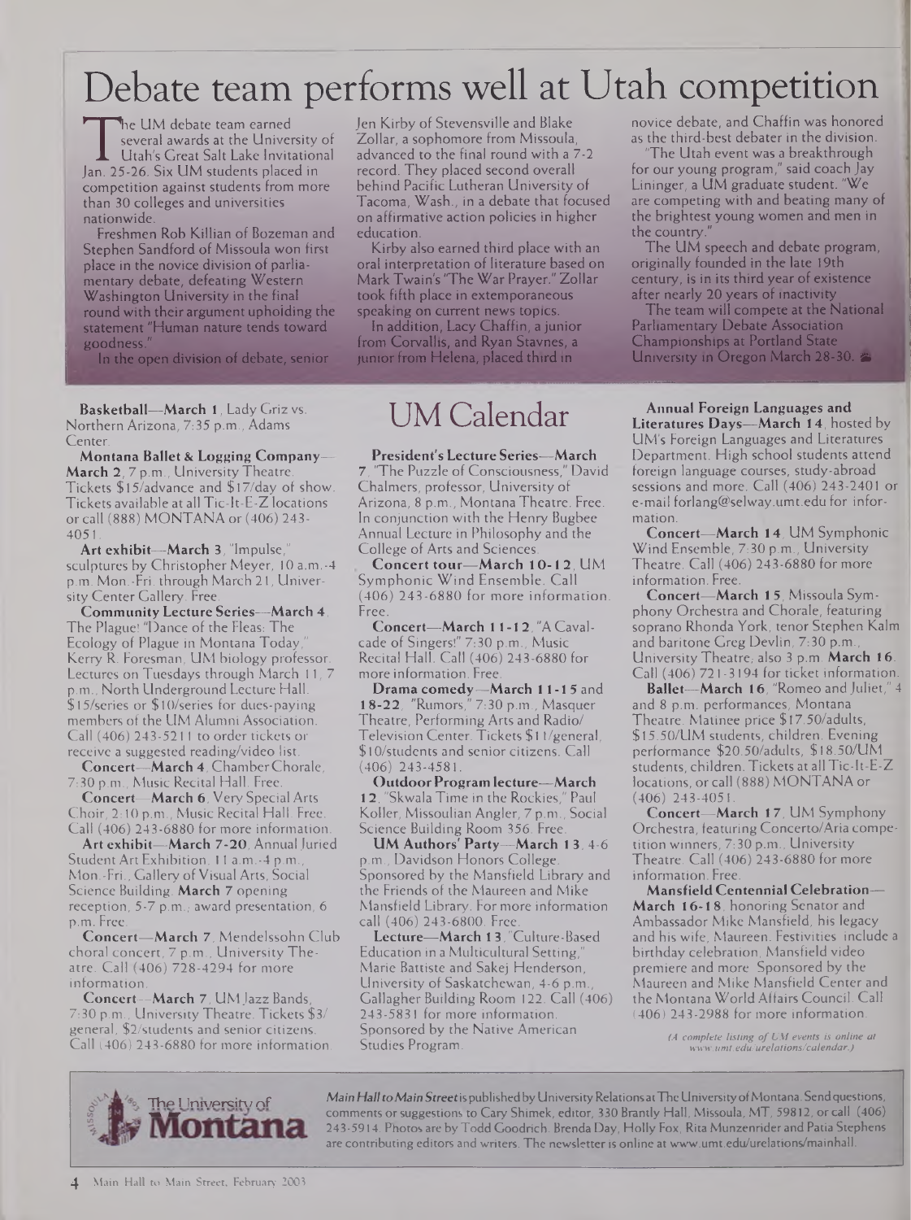# Debate team performs well at Utah competition

The UM debate team earned several awards at the University of Utah's Great Salt Lake Invitational Jan. 25-26. Six UM students placed in competition against students from more than 30 colleges and universities nationwide.

Freshmen Rob Killian of Bozeman and Stephen Sandford of Missoula won first place in the novice division of parliamentary debate, defeating Western Washington University in the final round with their argument upholding the statement "Human nature tends toward goodness."

In the open division of debate, senior Jen Kirby of Stevensville and Blake Zollar, a sophomore from Missoula, advanced to the final round with a 7-2 record. They placed second overall behind Pacific Lutheran University of Tacoma, Wash., in a debate that focused on affirmative action policies in higher education.

Kirby also earned third place with an oral interpretation of literature based on Mark Twain's "The War Prayer." Zollar took fifth place in extemporaneous speaking on current news topics.

In addition, Lacy Chaffin, a junior from Corvallis, and Ryan Stavnes, a junior from Helena, placed third in novice debate, and Chaffin was honored as the third-best debater in the division.

"The Utah event was a breakthrough for our young program," said coach Jay Lininger, a UM graduate student. "We are competing with and beating many of the brightest young women and men in the country."

The UM speech and debate program, originally founded in the late 19th century, is in its third year of existence after nearly 20 years of inactivity.

The team will compete at the National Parliamentary Debate Association Championships at Portland State University in Oregon March 28-30.

# UM Calendar

**Basketball—March 1**, Lady Griz vs. Northern Arizona, 7:35 p.m., Adams Center.

**Montana Ballet & Logging Company—March 2**, 7 p.m., University Theatre. Tickets $15/advance and $17/day of show. Tickets available at all Tic-It-E-Z locations or call (888) MONTANA or (406) 243-4051.

**Art exhibit—March 3**, "Impulse," sculptures by Christopher Meyer, 10 a.m.-4 p.m. Mon.-Fri. through March 21, University Center Gallery. Free.

**Community Lecture Series—March 4**, The Plague! "Dance of the Fleas: The Ecology of Plague in Montana Today," Kerry R. Foresman, UM biology professor. Lectures on Tuesdays through March 11, 7 p.m., North Underground Lecture Hall. $15/series or $10/series for dues-paying members of the UM Alumni Association. Call (406) 243-5211 to order tickets or receive a suggested reading/video list.

**Concert—March 4**, Chamber Chorale, 7:30 p.m., Music Recital Hall. Free.

**Concert—March 6**, Very Special Arts Choir, 2:10 p.m., Music Recital Hall. Free. Call (406) 243-6880 for more information.

**Art exhibit—March 7-20**, Annual Juried Student Art Exhibition, 11 a.m.-4 p.m., Mon.-Fri., Gallery of Visual Arts, Social Science Building. **March 7** opening reception, 5-7 p.m.; award presentation, 6 p.m. Free.

**Concert—March 7**, Mendelssohn Club choral concert, 7 p.m., University Theatre. Call (406) 728-4294 for more information.

**Concert—March 7**, UM Jazz Bands, 7:30 p.m., University Theatre. Tickets $3/general, $2/students and senior citizens. Call (406) 243-6880 for more information.

**President's Lecture Series—March 7**, "The Puzzle of Consciousness," David Chalmers, professor, University of Arizona, 8 p.m., Montana Theatre. Free. In conjunction with the Henry Bugbee Annual Lecture in Philosophy and the College of Arts and Sciences.

**Concert tour—March 10-12**, UM Symphonic Wind Ensemble. Call (406) 243-6880 for more information. Free.

**Concert—March 11-12**, "A Cavalcade of Singers!" 7:30 p.m., Music Recital Hall. Call (406) 243-6880 for more information. Free.

**Drama comedy—March 11-15** and **18-22**, "Rumors," 7:30 p.m., Masquer Theatre, Performing Arts and Radio/Television Center. Tickets $11/general, $10/students and senior citizens. Call (406) 243-4581.

**Outdoor Program lecture—March 12**, "Skwala Time in the Rockies," Paul Koller, Missoulian Angler, 7 p.m., Social Science Building Room 356. Free.

**UM Authors' Party—March 13**, 4-6 p.m., Davidson Honors College. Sponsored by the Mansfield Library and the Friends of the Maureen and Mike Mansfield Library. For more information call (406) 243-6800. Free.

**Lecture—March 13**, "Culture-Based Education in a Multicultural Setting," Marie Battiste and Sakej Henderson, University of Saskatchewan, 4-6 p.m., Gallagher Building Room 122. Call (406) 243-5831 for more information. Sponsored by the Native American Studies Program.

**Annual Foreign Languages and Literatures Days—March 14**, hosted by UM's Foreign Languages and Literatures Department. High school students attend foreign language courses, study-abroad sessions and more. Call (406) 243-2401 or e-mail forlang@selway.umt.edu for information.

**Concert—March 14**, UM Symphonic Wind Ensemble, 7:30 p.m., University Theatre. Call (406) 243-6880 for more information. Free.

**Concert—March 15**, Missoula Symphony Orchestra and Chorale, featuring soprano Rhonda York, tenor Stephen Kalm and baritone Greg Devlin, 7:30 p.m., University Theatre; also 3 p.m. **March 16**. Call (406) 721-3194 for ticket information.

**Ballet—March 16**, "Romeo and Juliet," 4 and 8 p.m. performances, Montana Theatre. Matinee price $17.50/adults, $15.50/UM students, children. Evening performance $20.50/adults, $18.50/UM students, children. Tickets at all Tic-It-E-Z locations, or call (888) MONTANA or (406) 243-4051.

**Concert—March 17**, UM Symphony Orchestra, featuring Concerto/Aria competition winners, 7:30 p.m., University Theatre. Call (406) 243-6880 for more information. Free.

**Mansfield Centennial Celebration—March 16-18**, honoring Senator and Ambassador Mike Mansfield, his legacy and his wife, Maureen. Festivities include a birthday celebration, Mansfield video premiere and more. Sponsored by the Maureen and Mike Mansfield Center and the Montana World Affairs Council. Call (406) 243-2988 for more information.

*(A complete listing of UM events is online at www.umt.edu/urelations/calendar.)*

The University of Montana

*Main Hall to Main Street* is published by University Relations at The University of Montana. Send questions, comments or suggestions to Cary Shimek, editor, 330 Brantly Hall, Missoula, MT, 59812, or call (406) 243-5914. Photos are by Todd Goodrich. Brenda Day, Holly Fox, Rita Munzenrider and Patia Stephens are contributing editors and writers. The newsletter is online at www.umt.edu/urelations/mainhall.